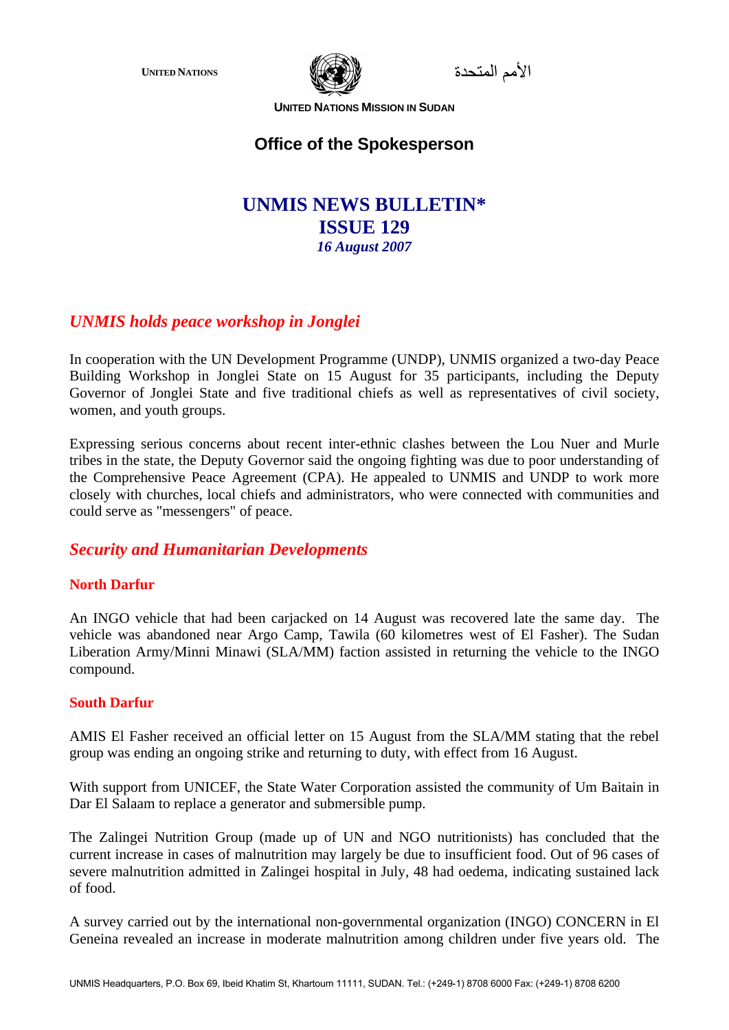UNITED NATIONS

الأمم المتحدة

UNITED NATIONS MISSION IN SUDAN

## Office of the Spokesperson

# UNMIS NEWS BULLETIN*
# ISSUE 129
*16 August 2007*

## *UNMIS holds peace workshop in Jonglei*

In cooperation with the UN Development Programme (UNDP), UNMIS organized a two-day Peace Building Workshop in Jonglei State on 15 August for 35 participants, including the Deputy Governor of Jonglei State and five traditional chiefs as well as representatives of civil society, women, and youth groups.

Expressing serious concerns about recent inter-ethnic clashes between the Lou Nuer and Murle tribes in the state, the Deputy Governor said the ongoing fighting was due to poor understanding of the Comprehensive Peace Agreement (CPA). He appealed to UNMIS and UNDP to work more closely with churches, local chiefs and administrators, who were connected with communities and could serve as "messengers" of peace.

## *Security and Humanitarian Developments*

### North Darfur

An INGO vehicle that had been carjacked on 14 August was recovered late the same day. The vehicle was abandoned near Argo Camp, Tawila (60 kilometres west of El Fasher). The Sudan Liberation Army/Minni Minawi (SLA/MM) faction assisted in returning the vehicle to the INGO compound.

### South Darfur

AMIS El Fasher received an official letter on 15 August from the SLA/MM stating that the rebel group was ending an ongoing strike and returning to duty, with effect from 16 August.

With support from UNICEF, the State Water Corporation assisted the community of Um Baitain in Dar El Salaam to replace a generator and submersible pump.

The Zalingei Nutrition Group (made up of UN and NGO nutritionists) has concluded that the current increase in cases of malnutrition may largely be due to insufficient food. Out of 96 cases of severe malnutrition admitted in Zalingei hospital in July, 48 had oedema, indicating sustained lack of food.

A survey carried out by the international non-governmental organization (INGO) CONCERN in El Geneina revealed an increase in moderate malnutrition among children under five years old. The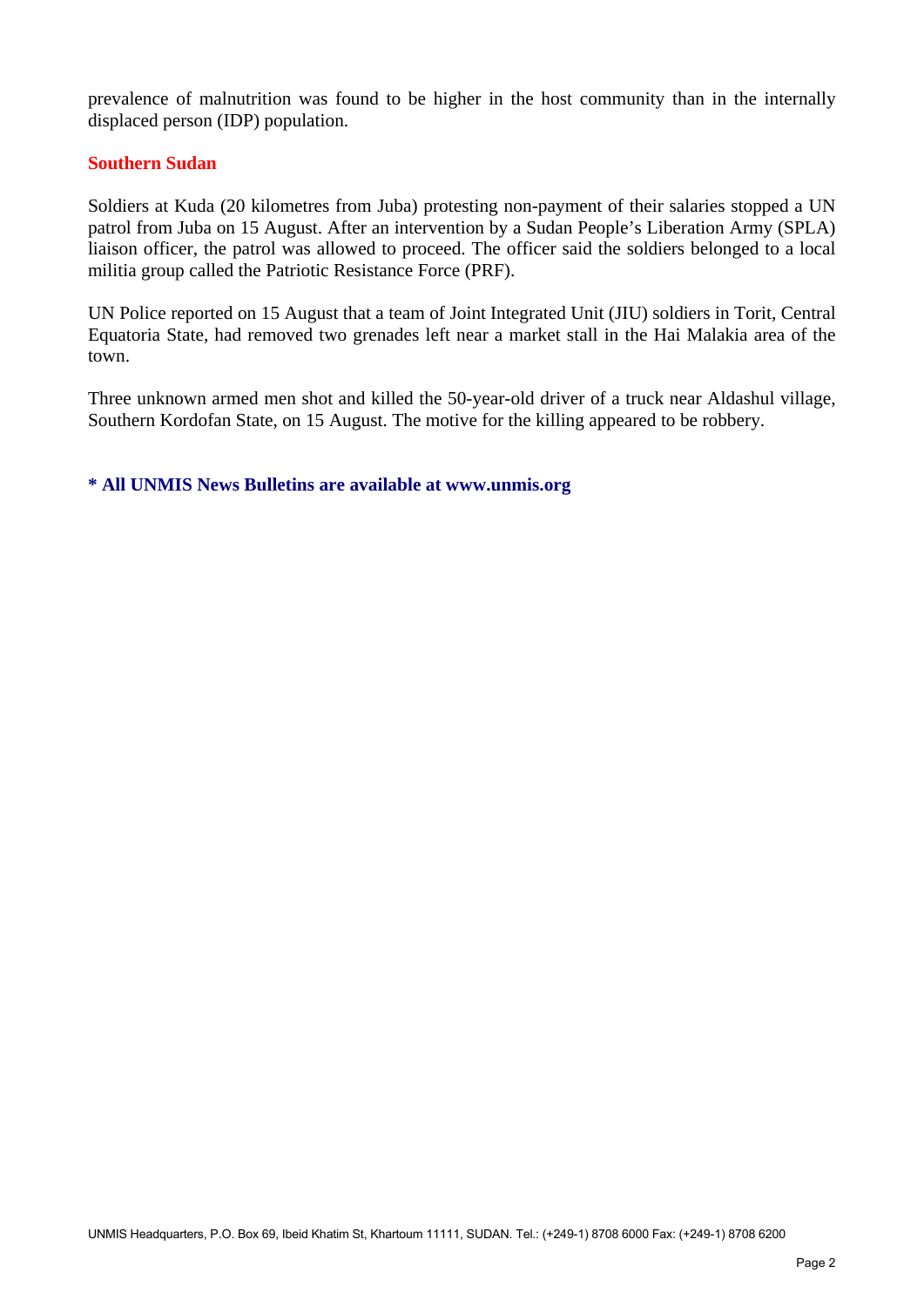prevalence of malnutrition was found to be higher in the host community than in the internally displaced person (IDP) population.

## Southern Sudan

Soldiers at Kuda (20 kilometres from Juba) protesting non-payment of their salaries stopped a UN patrol from Juba on 15 August. After an intervention by a Sudan People's Liberation Army (SPLA) liaison officer, the patrol was allowed to proceed. The officer said the soldiers belonged to a local militia group called the Patriotic Resistance Force (PRF).

UN Police reported on 15 August that a team of Joint Integrated Unit (JIU) soldiers in Torit, Central Equatoria State, had removed two grenades left near a market stall in the Hai Malakia area of the town.

Three unknown armed men shot and killed the 50-year-old driver of a truck near Aldashul village, Southern Kordofan State, on 15 August. The motive for the killing appeared to be robbery.

**\* All UNMIS News Bulletins are available at www.unmis.org**

UNMIS Headquarters, P.O. Box 69, Ibeid Khatim St, Khartoum 11111, SUDAN. Tel.: (+249-1) 8708 6000 Fax: (+249-1) 8708 6200